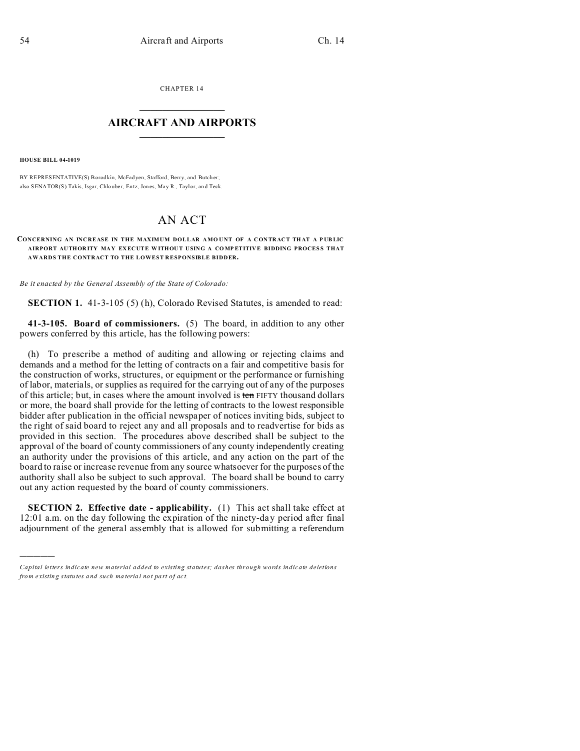CHAPTER 14

# AIRCRAFT AND AIRPORTS

**HOUSE BILL 04-1019**

BY REPRESENTATIVE(S) Borodkin, McFadyen, Stafford, Berry, and Butcher;
also SENATOR(S) Takis, Isgar, Chlouber, Entz, Jones, May R., Taylor, and Teck.

# AN ACT

**CONCERNING AN INCREASE IN THE MAXIMUM DOLLAR AMOUNT OF A CONTRACT THAT A PUBLIC AIRPORT AUTHORITY MAY EXECUTE WITHOUT USING A COMPETITIVE BIDDING PROCESS THAT AWARDS THE CONTRACT TO THE LOWEST RESPONSIBLE BIDDER.**

*Be it enacted by the General Assembly of the State of Colorado:*

**SECTION 1.** 41-3-105 (5) (h), Colorado Revised Statutes, is amended to read:

**41-3-105. Board of commissioners.** (5) The board, in addition to any other powers conferred by this article, has the following powers:

(h) To prescribe a method of auditing and allowing or rejecting claims and demands and a method for the letting of contracts on a fair and competitive basis for the construction of works, structures, or equipment or the performance or furnishing of labor, materials, or supplies as required for the carrying out of any of the purposes of this article; but, in cases where the amount involved is ~~ten~~ FIFTY thousand dollars or more, the board shall provide for the letting of contracts to the lowest responsible bidder after publication in the official newspaper of notices inviting bids, subject to the right of said board to reject any and all proposals and to readvertise for bids as provided in this section. The procedures above described shall be subject to the approval of the board of county commissioners of any county independently creating an authority under the provisions of this article, and any action on the part of the board to raise or increase revenue from any source whatsoever for the purposes of the authority shall also be subject to such approval. The board shall be bound to carry out any action requested by the board of county commissioners.

**SECTION 2. Effective date - applicability.** (1) This act shall take effect at 12:01 a.m. on the day following the expiration of the ninety-day period after final adjournment of the general assembly that is allowed for submitting a referendum

---

*Capital letters indicate new material added to existing statutes; dashes through words indicate deletions from existing statutes and such material not part of act.*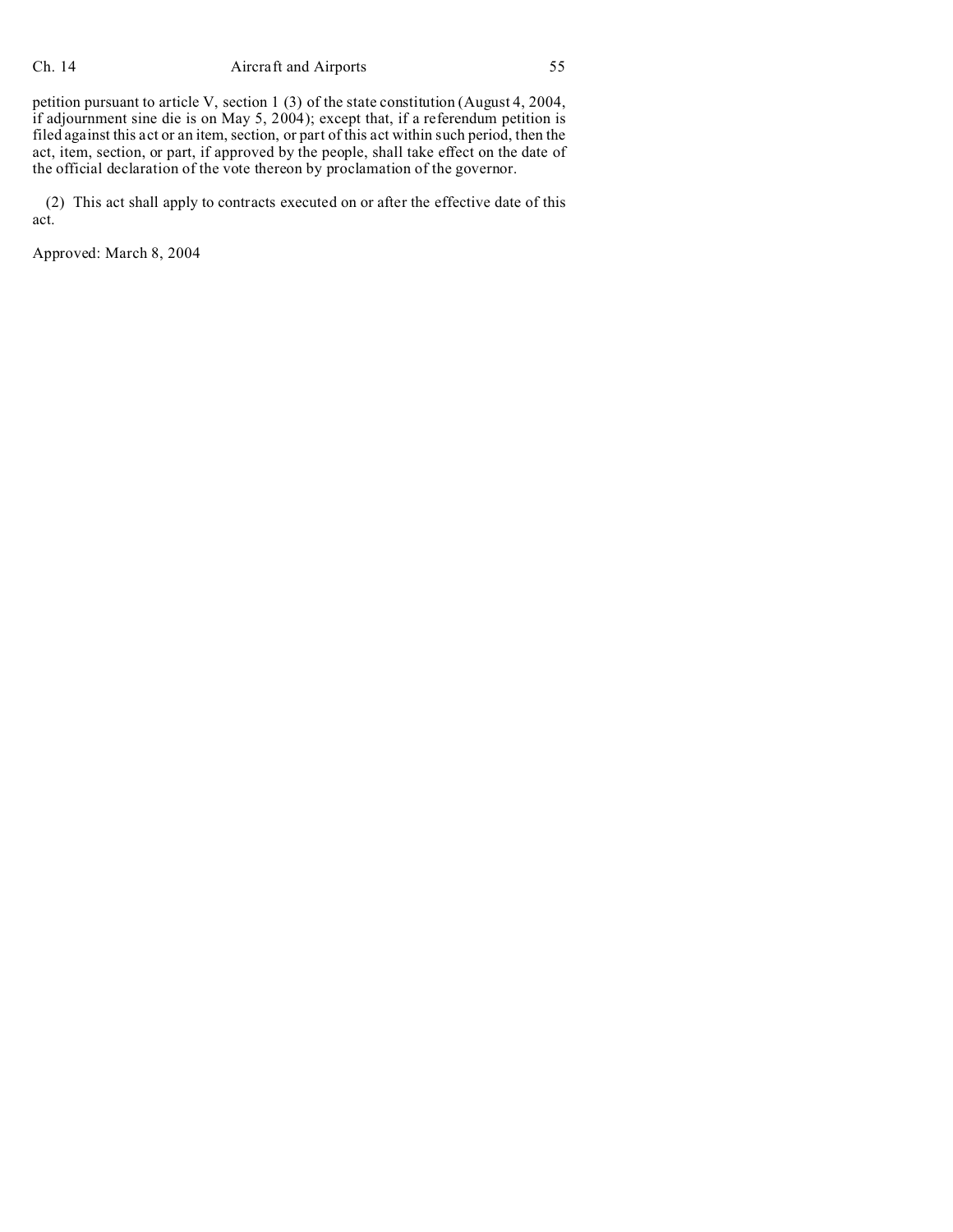petition pursuant to article V, section 1 (3) of the state constitution (August 4, 2004, if adjournment sine die is on May 5, 2004); except that, if a referendum petition is filed against this act or an item, section, or part of this act within such period, then the act, item, section, or part, if approved by the people, shall take effect on the date of the official declaration of the vote thereon by proclamation of the governor.

(2) This act shall apply to contracts executed on or after the effective date of this act.

Approved: March 8, 2004